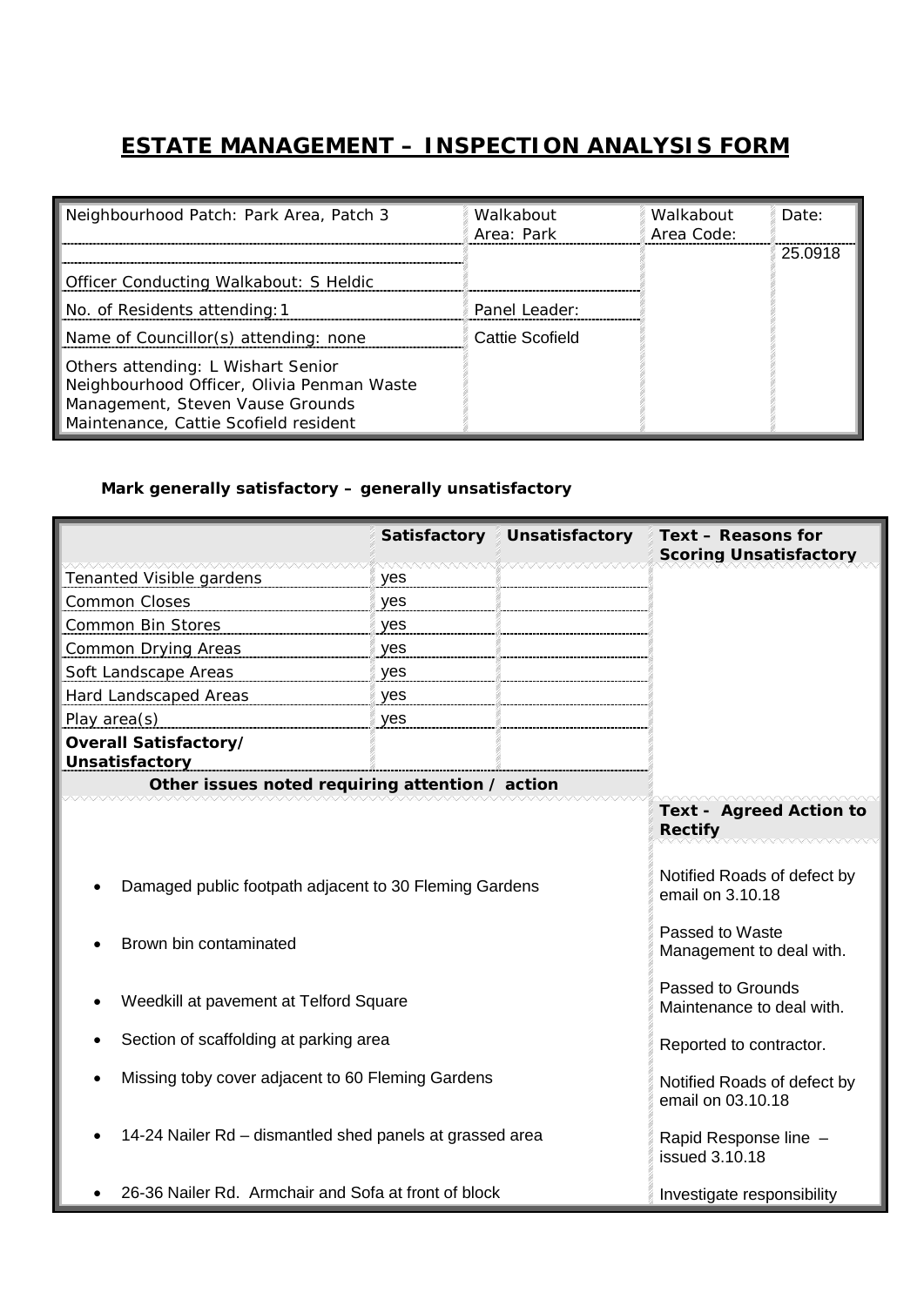# ESTATE MANAGEMENT – INSPECTION ANALYSIS FORM

| Neighbourhood Patch: Park Area, Patch 3 | Walkabout Area: Park | Walkabout Area Code: | Date: |
|---|---|---|---|
| | | | 25.0918 |
| Officer Conducting Walkabout: S Heldic | | | |
| No. of Residents attending: 1 | Panel Leader: | | |
| Name of Councillor(s) attending: none | Cattie Scofield | | |
| Others attending: L Wishart Senior Neighbourhood Officer, Olivia Penman Waste Management, Steven Vause Grounds Maintenance, Cattie Scofield resident | | | |

**Mark generally satisfactory – generally unsatisfactory**

| | Satisfactory | Unsatisfactory | Text – Reasons for Scoring Unsatisfactory |
|---|---|---|---|
| Tenanted Visible gardens | yes | | |
| Common Closes | yes | | |
| Common Bin Stores | yes | | |
| Common Drying Areas | yes | | |
| Soft Landscape Areas | yes | | |
| Hard Landscaped Areas | yes | | |
| Play area(s) | yes | | |
| **Overall Satisfactory/ Unsatisfactory** | | | |

| Other issues noted requiring attention / action | Text - Agreed Action to Rectify |
|---|---|
| • Damaged public footpath adjacent to 30 Fleming Gardens | Notified Roads of defect by email on 3.10.18 |
| • Brown bin contaminated | Passed to Waste Management to deal with. |
| • Weedkill at pavement at Telford Square | Passed to Grounds Maintenance to deal with. |
| • Section of scaffolding at parking area | Reported to contractor. |
| • Missing toby cover adjacent to 60 Fleming Gardens | Notified Roads of defect by email on 03.10.18 |
| • 14-24 Nailer Rd – dismantled shed panels at grassed area | Rapid Response line – issued 3.10.18 |
| • 26-36 Nailer Rd. Armchair and Sofa at front of block | Investigate responsibility |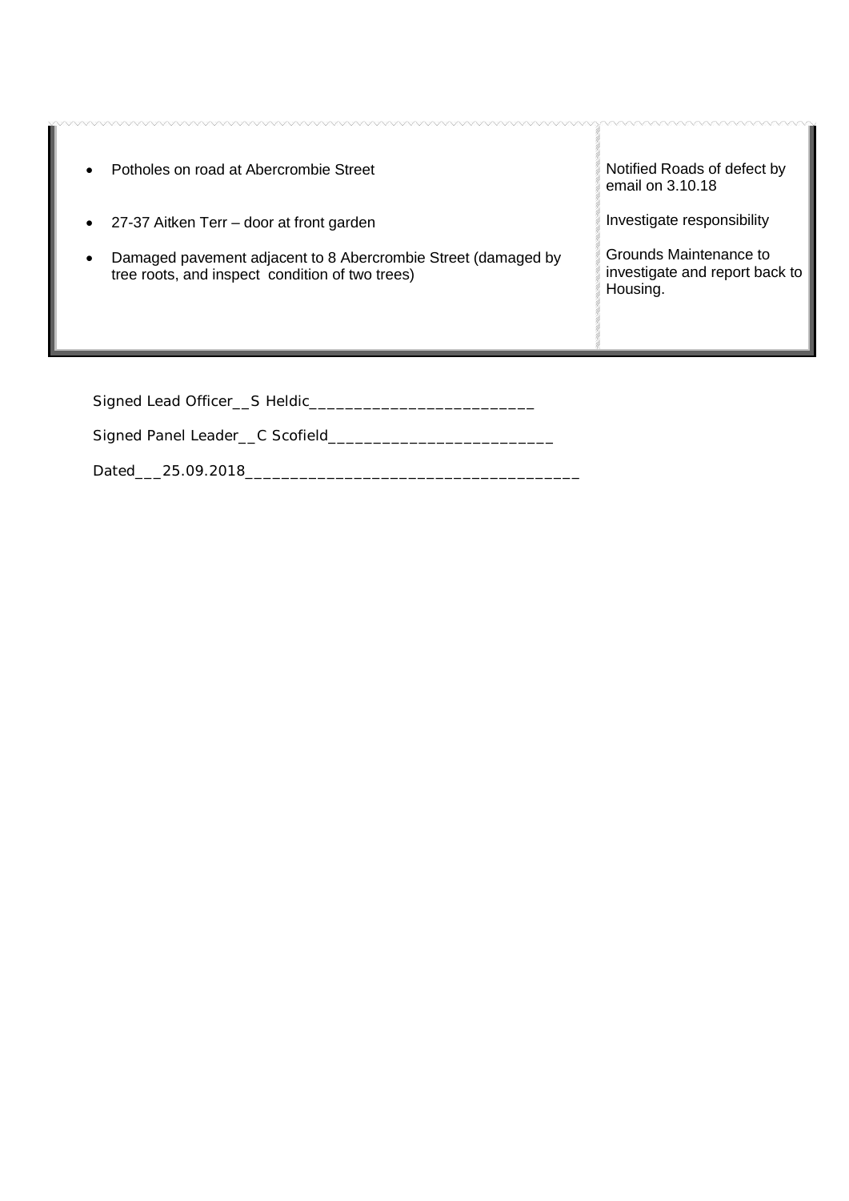| | |
|---|---|
| • Potholes on road at Abercrombie Street | Notified Roads of defect by email on 3.10.18 |
| • 27-37 Aitken Terr – door at front garden | Investigate responsibility |
| • Damaged pavement adjacent to 8 Abercrombie Street (damaged by tree roots, and inspect condition of two trees) | Grounds Maintenance to investigate and report back to Housing. |

Signed Lead Officer__S Heldic_________________________

Signed Panel Leader__C Scofield_________________________

Dated___25.09.2018____________________________________